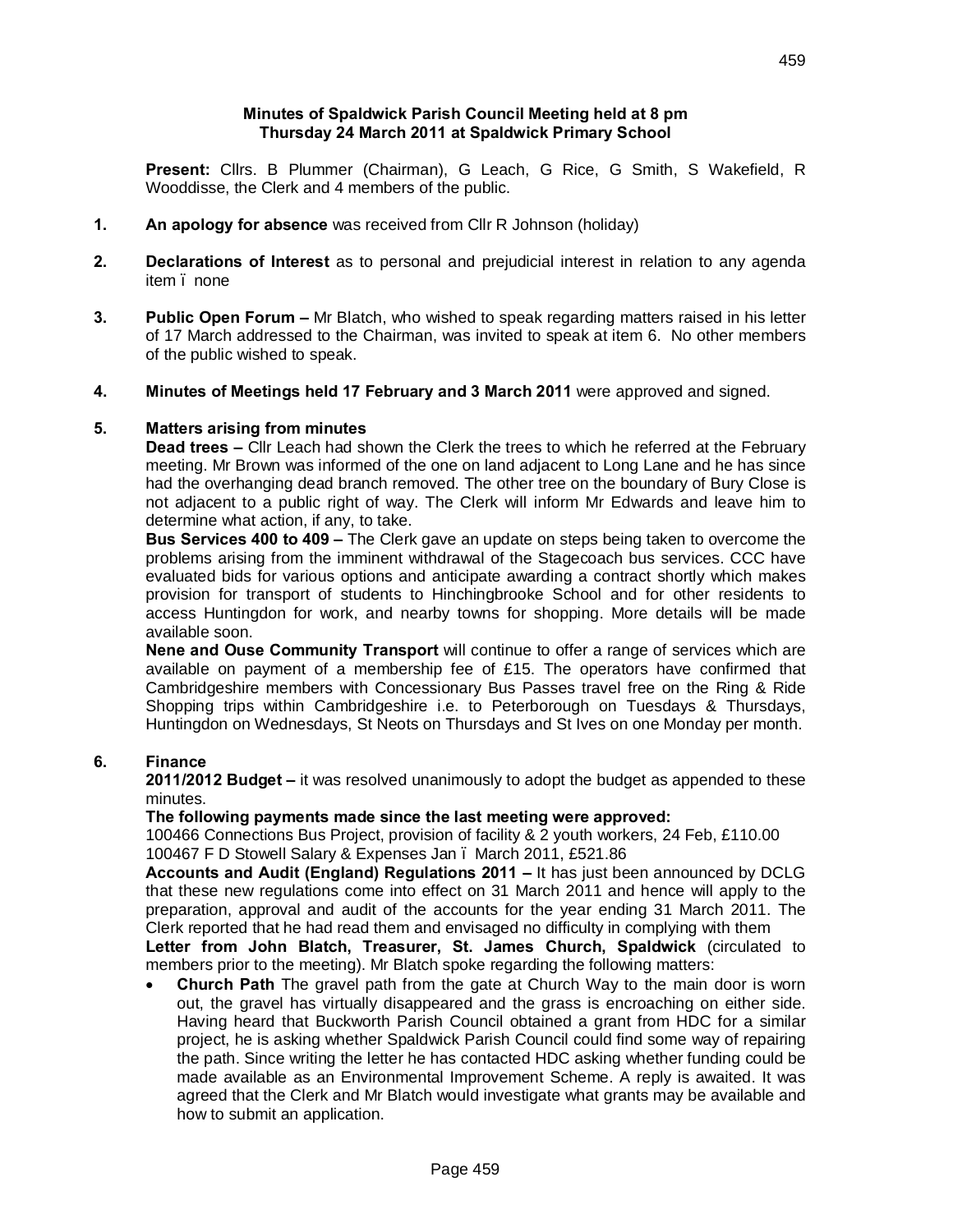**Minutes of Spaldwick Parish Council Meeting held at 8 pm Thursday 24 March 2011 at Spaldwick Primary School**

**Present:** Cllrs. B Plummer (Chairman), G Leach, G Rice, G Smith, S Wakefield, R Wooddisse, the Clerk and 4 members of the public.

1. **An apology for absence** was received from Cllr R Johnson (holiday)

2. **Declarations of Interest** as to personal and prejudicial interest in relation to any agenda item – none

3. **Public Open Forum –** Mr Blatch, who wished to speak regarding matters raised in his letter of 17 March addressed to the Chairman, was invited to speak at item 6. No other members of the public wished to speak.

4. **Minutes of Meetings held 17 February and 3 March 2011** were approved and signed.

5. **Matters arising from minutes**

   **Dead trees –** Cllr Leach had shown the Clerk the trees to which he referred at the February meeting. Mr Brown was informed of the one on land adjacent to Long Lane and he has since had the overhanging dead branch removed. The other tree on the boundary of Bury Close is not adjacent to a public right of way. The Clerk will inform Mr Edwards and leave him to determine what action, if any, to take.

   **Bus Services 400 to 409 –** The Clerk gave an update on steps being taken to overcome the problems arising from the imminent withdrawal of the Stagecoach bus services. CCC have evaluated bids for various options and anticipate awarding a contract shortly which makes provision for transport of students to Hinchingbrooke School and for other residents to access Huntingdon for work, and nearby towns for shopping. More details will be made available soon.

   **Nene and Ouse Community Transport** will continue to offer a range of services which are available on payment of a membership fee of £15. The operators have confirmed that Cambridgeshire members with Concessionary Bus Passes travel free on the Ring & Ride Shopping trips within Cambridgeshire i.e. to Peterborough on Tuesdays & Thursdays, Huntingdon on Wednesdays, St Neots on Thursdays and St Ives on one Monday per month.

6. **Finance**

   **2011/2012 Budget –** it was resolved unanimously to adopt the budget as appended to these minutes.

   **The following payments made since the last meeting were approved:**

   100466 Connections Bus Project, provision of facility & 2 youth workers, 24 Feb, £110.00
   100467 F D Stowell Salary & Expenses Jan – March 2011, £521.86

   **Accounts and Audit (England) Regulations 2011 –** It has just been announced by DCLG that these new regulations come into effect on 31 March 2011 and hence will apply to the preparation, approval and audit of the accounts for the year ending 31 March 2011. The Clerk reported that he had read them and envisaged no difficulty in complying with them

   **Letter from John Blatch, Treasurer, St. James Church, Spaldwick** (circulated to members prior to the meeting). Mr Blatch spoke regarding the following matters:

   - **Church Path** The gravel path from the gate at Church Way to the main door is worn out, the gravel has virtually disappeared and the grass is encroaching on either side. Having heard that Buckworth Parish Council obtained a grant from HDC for a similar project, he is asking whether Spaldwick Parish Council could find some way of repairing the path. Since writing the letter he has contacted HDC asking whether funding could be made available as an Environmental Improvement Scheme. A reply is awaited. It was agreed that the Clerk and Mr Blatch would investigate what grants may be available and how to submit an application.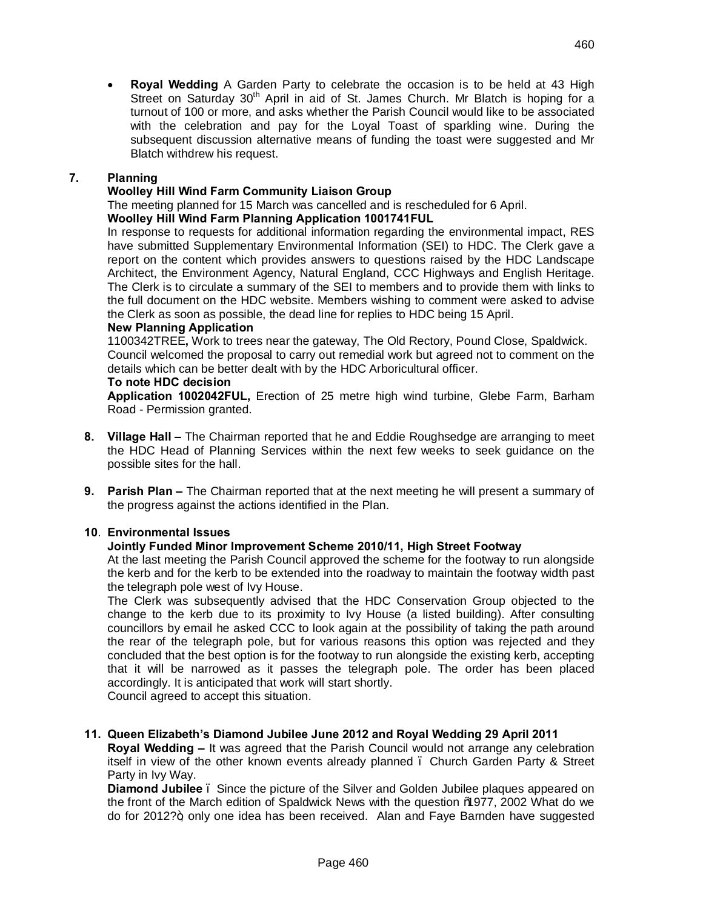- **Royal Wedding** A Garden Party to celebrate the occasion is to be held at 43 High Street on Saturday 30th April in aid of St. James Church. Mr Blatch is hoping for a turnout of 100 or more, and asks whether the Parish Council would like to be associated with the celebration and pay for the Loyal Toast of sparkling wine. During the subsequent discussion alternative means of funding the toast were suggested and Mr Blatch withdrew his request.

**7. Planning**

**Woolley Hill Wind Farm Community Liaison Group**

The meeting planned for 15 March was cancelled and is rescheduled for 6 April.

**Woolley Hill Wind Farm Planning Application 1001741FUL**

In response to requests for additional information regarding the environmental impact, RES have submitted Supplementary Environmental Information (SEI) to HDC. The Clerk gave a report on the content which provides answers to questions raised by the HDC Landscape Architect, the Environment Agency, Natural England, CCC Highways and English Heritage. The Clerk is to circulate a summary of the SEI to members and to provide them with links to the full document on the HDC website. Members wishing to comment were asked to advise the Clerk as soon as possible, the dead line for replies to HDC being 15 April.

**New Planning Application**

1100342TREE**,** Work to trees near the gateway, The Old Rectory, Pound Close, Spaldwick.
Council welcomed the proposal to carry out remedial work but agreed not to comment on the details which can be better dealt with by the HDC Arboricultural officer.

**To note HDC decision**

**Application 1002042FUL,** Erection of 25 metre high wind turbine, Glebe Farm, Barham Road - Permission granted.

**8. Village Hall –** The Chairman reported that he and Eddie Roughsedge are arranging to meet the HDC Head of Planning Services within the next few weeks to seek guidance on the possible sites for the hall.

**9. Parish Plan –** The Chairman reported that at the next meeting he will present a summary of the progress against the actions identified in the Plan.

**10. Environmental Issues**

**Jointly Funded Minor Improvement Scheme 2010/11, High Street Footway**

At the last meeting the Parish Council approved the scheme for the footway to run alongside the kerb and for the kerb to be extended into the roadway to maintain the footway width past the telegraph pole west of Ivy House.

The Clerk was subsequently advised that the HDC Conservation Group objected to the change to the kerb due to its proximity to Ivy House (a listed building). After consulting councillors by email he asked CCC to look again at the possibility of taking the path around the rear of the telegraph pole, but for various reasons this option was rejected and they concluded that the best option is for the footway to run alongside the existing kerb, accepting that it will be narrowed as it passes the telegraph pole. The order has been placed accordingly. It is anticipated that work will start shortly.

Council agreed to accept this situation.

**11. Queen Elizabeth's Diamond Jubilee June 2012 and Royal Wedding 29 April 2011**

**Royal Wedding –** It was agreed that the Parish Council would not arrange any celebration itself in view of the other known events already planned – Church Garden Party & Street Party in Ivy Way.

**Diamond Jubilee** – Since the picture of the Silver and Golden Jubilee plaques appeared on the front of the March edition of Spaldwick News with the question "1977, 2002 What do we do for 2012?", only one idea has been received. Alan and Faye Barnden have suggested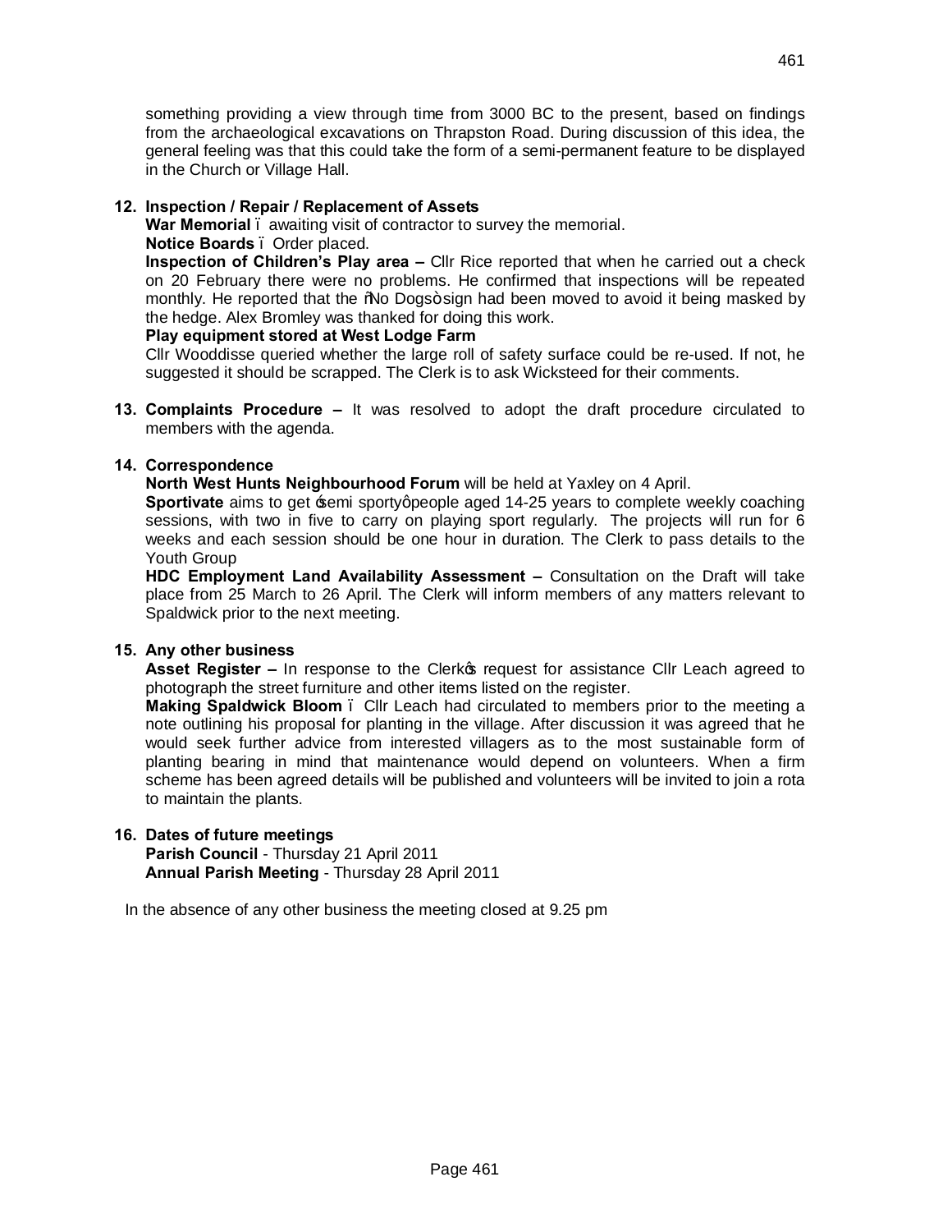something providing a view through time from 3000 BC to the present, based on findings from the archaeological excavations on Thrapston Road. During discussion of this idea, the general feeling was that this could take the form of a semi-permanent feature to be displayed in the Church or Village Hall.

**12. Inspection / Repair / Replacement of Assets**

**War Memorial** – awaiting visit of contractor to survey the memorial.

**Notice Boards** – Order placed.

**Inspection of Children's Play area –** Cllr Rice reported that when he carried out a check on 20 February there were no problems. He confirmed that inspections will be repeated monthly. He reported that the "No Dogs" sign had been moved to avoid it being masked by the hedge. Alex Bromley was thanked for doing this work.

**Play equipment stored at West Lodge Farm**

Cllr Wooddisse queried whether the large roll of safety surface could be re-used. If not, he suggested it should be scrapped. The Clerk is to ask Wicksteed for their comments.

**13. Complaints Procedure –** It was resolved to adopt the draft procedure circulated to members with the agenda.

**14. Correspondence**

**North West Hunts Neighbourhood Forum** will be held at Yaxley on 4 April.

**Sportivate** aims to get 'semi sporty' people aged 14-25 years to complete weekly coaching sessions, with two in five to carry on playing sport regularly. The projects will run for 6 weeks and each session should be one hour in duration. The Clerk to pass details to the Youth Group

**HDC Employment Land Availability Assessment –** Consultation on the Draft will take place from 25 March to 26 April. The Clerk will inform members of any matters relevant to Spaldwick prior to the next meeting.

**15. Any other business**

**Asset Register –** In response to the Clerk's request for assistance Cllr Leach agreed to photograph the street furniture and other items listed on the register.

**Making Spaldwick Bloom** – Cllr Leach had circulated to members prior to the meeting a note outlining his proposal for planting in the village. After discussion it was agreed that he would seek further advice from interested villagers as to the most sustainable form of planting bearing in mind that maintenance would depend on volunteers. When a firm scheme has been agreed details will be published and volunteers will be invited to join a rota to maintain the plants.

**16. Dates of future meetings**

**Parish Council** - Thursday 21 April 2011

**Annual Parish Meeting** - Thursday 28 April 2011

In the absence of any other business the meeting closed at 9.25 pm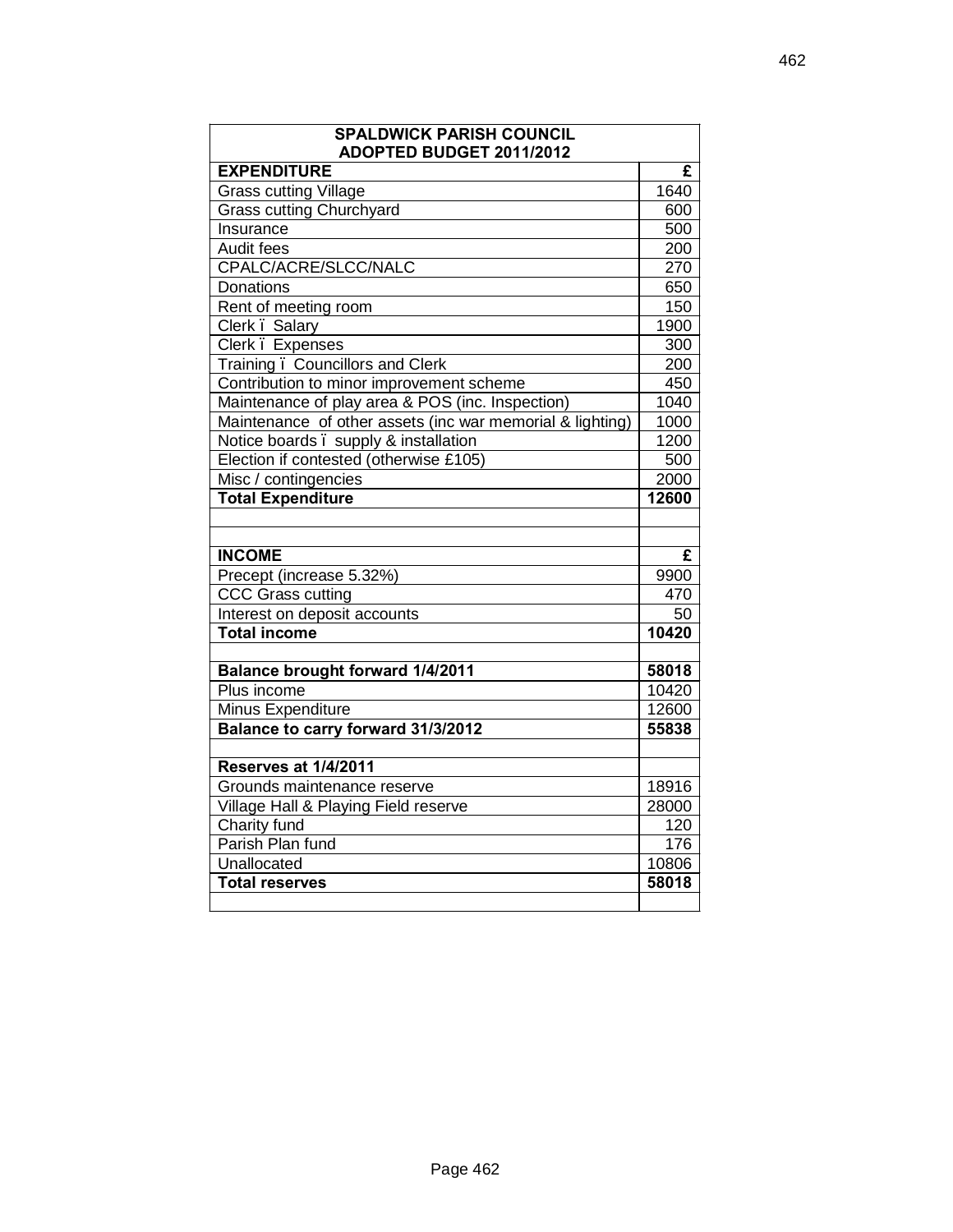| SPALDWICK PARISH COUNCIL ADOPTED BUDGET 2011/2012 | |
|---|---|
| **EXPENDITURE** | **£** |
| Grass cutting Village | 1640 |
| Grass cutting Churchyard | 600 |
| Insurance | 500 |
| Audit fees | 200 |
| CPALC/ACRE/SLCC/NALC | 270 |
| Donations | 650 |
| Rent of meeting room | 150 |
| Clerk – Salary | 1900 |
| Clerk – Expenses | 300 |
| Training – Councillors and Clerk | 200 |
| Contribution to minor improvement scheme | 450 |
| Maintenance of play area & POS (inc. Inspection) | 1040 |
| Maintenance of other assets (inc war memorial & lighting) | 1000 |
| Notice boards – supply & installation | 1200 |
| Election if contested (otherwise £105) | 500 |
| Misc / contingencies | 2000 |
| **Total Expenditure** | **12600** |
| | |
| | |
| **INCOME** | **£** |
| Precept (increase 5.32%) | 9900 |
| CCC Grass cutting | 470 |
| Interest on deposit accounts | 50 |
| **Total income** | **10420** |
| | |
| **Balance brought forward 1/4/2011** | **58018** |
| Plus income | 10420 |
| Minus Expenditure | 12600 |
| **Balance to carry forward 31/3/2012** | **55838** |
| | |
| **Reserves at 1/4/2011** | |
| Grounds maintenance reserve | 18916 |
| Village Hall & Playing Field reserve | 28000 |
| Charity fund | 120 |
| Parish Plan fund | 176 |
| Unallocated | 10806 |
| **Total reserves** | **58018** |
| | |